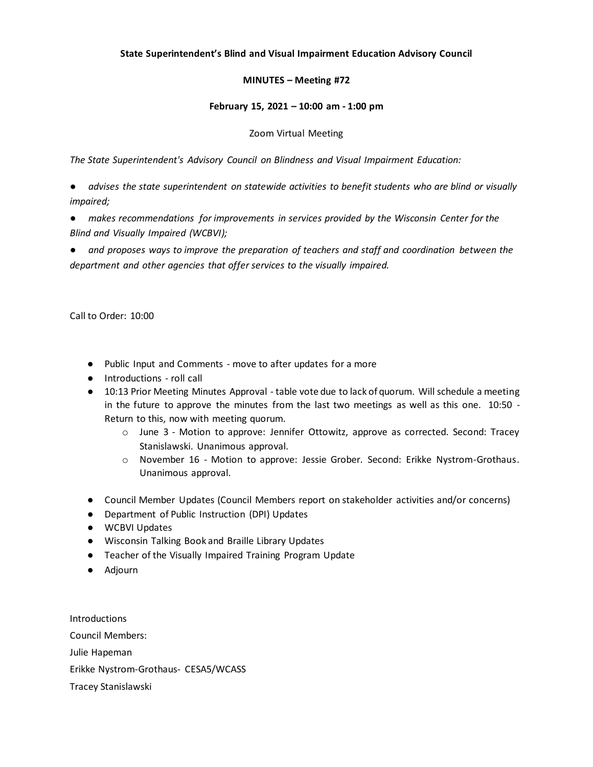**State Superintendent's Blind and Visual Impairment Education Advisory Council**

**MINUTES – Meeting #72**

**February 15, 2021 – 10:00 am - 1:00 pm**

Zoom Virtual Meeting

*The State Superintendent's Advisory Council on Blindness and Visual Impairment Education:*

- *advises the state superintendent on statewide activities to benefit students who are blind or visually impaired;*
- *makes recommendations for improvements in services provided by the Wisconsin Center for the Blind and Visually Impaired (WCBVI);*
- *and proposes ways to improve the preparation of teachers and staff and coordination between the department and other agencies that offer services to the visually impaired.*

Call to Order: 10:00

- Public Input and Comments - move to after updates for a more
- Introductions - roll call
- 10:13 Prior Meeting Minutes Approval - table vote due to lack of quorum. Will schedule a meeting in the future to approve the minutes from the last two meetings as well as this one. 10:50 - Return to this, now with meeting quorum.
  - June 3 - Motion to approve: Jennifer Ottowitz, approve as corrected. Second: Tracey Stanislawski. Unanimous approval.
  - November 16 - Motion to approve: Jessie Grober. Second: Erikke Nystrom-Grothaus. Unanimous approval.
- Council Member Updates (Council Members report on stakeholder activities and/or concerns)
- Department of Public Instruction (DPI) Updates
- WCBVI Updates
- Wisconsin Talking Book and Braille Library Updates
- Teacher of the Visually Impaired Training Program Update
- Adjourn

Introductions

Council Members:

Julie Hapeman

Erikke Nystrom-Grothaus- CESA5/WCASS

Tracey Stanislawski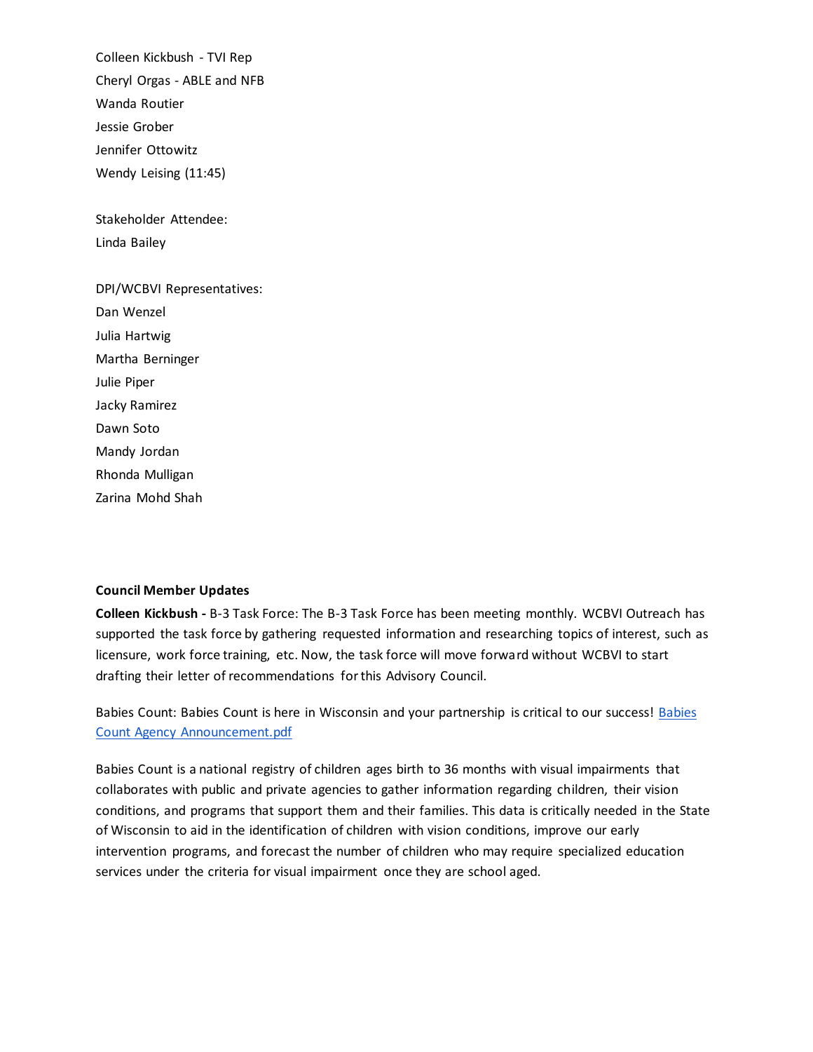Colleen Kickbush - TVI Rep
Cheryl Orgas - ABLE and NFB
Wanda Routier
Jessie Grober
Jennifer Ottowitz
Wendy Leising (11:45)

Stakeholder Attendee:
Linda Bailey

DPI/WCBVI Representatives:
Dan Wenzel
Julia Hartwig
Martha Berninger
Julie Piper
Jacky Ramirez
Dawn Soto
Mandy Jordan
Rhonda Mulligan
Zarina Mohd Shah

**Council Member Updates**

**Colleen Kickbush -** B-3 Task Force: The B-3 Task Force has been meeting monthly. WCBVI Outreach has supported the task force by gathering requested information and researching topics of interest, such as licensure, work force training, etc. Now, the task force will move forward without WCBVI to start drafting their letter of recommendations for this Advisory Council.

Babies Count: Babies Count is here in Wisconsin and your partnership is critical to our success! [Babies Count Agency Announcement.pdf]

Babies Count is a national registry of children ages birth to 36 months with visual impairments that collaborates with public and private agencies to gather information regarding children, their vision conditions, and programs that support them and their families. This data is critically needed in the State of Wisconsin to aid in the identification of children with vision conditions, improve our early intervention programs, and forecast the number of children who may require specialized education services under the criteria for visual impairment once they are school aged.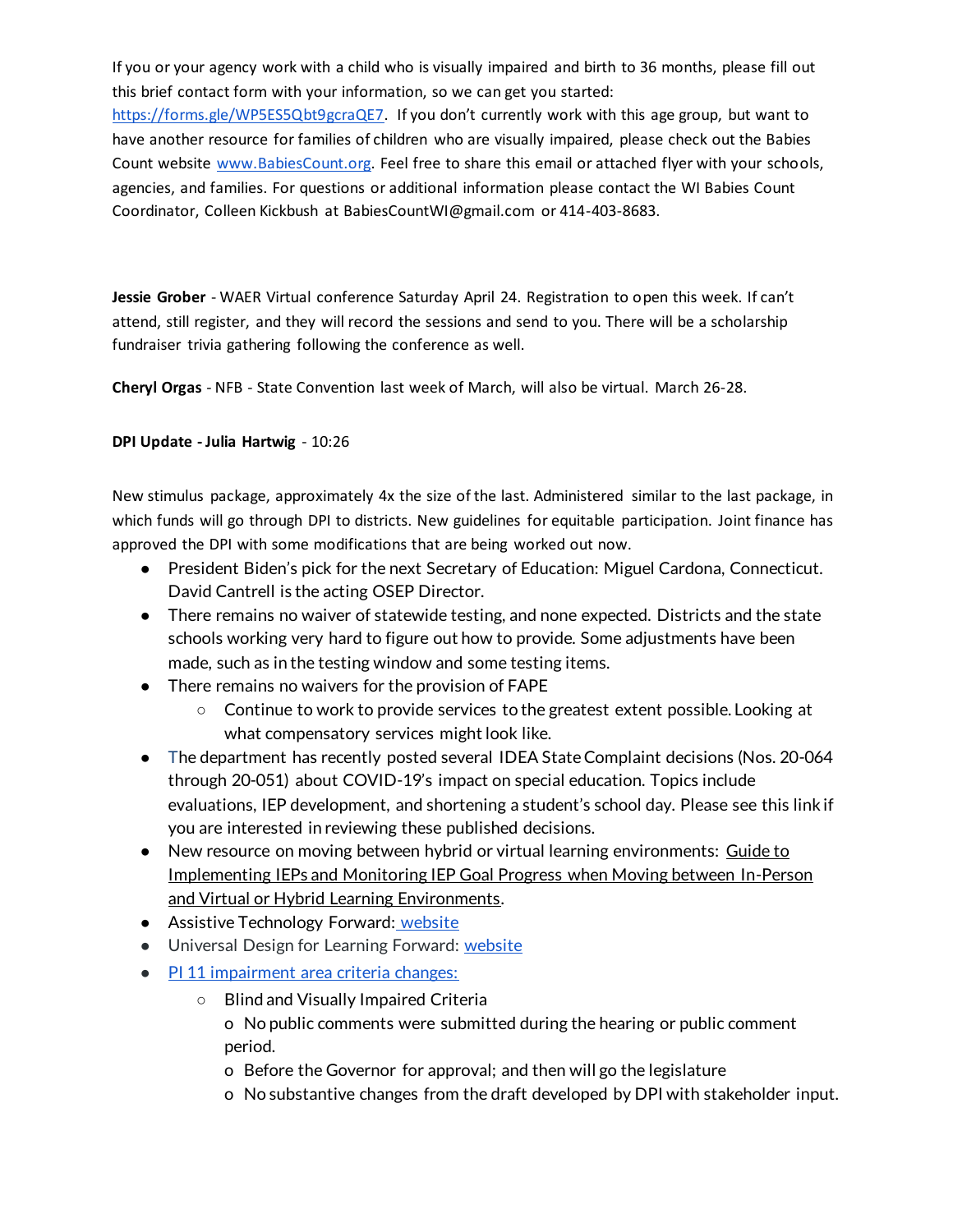If you or your agency work with a child who is visually impaired and birth to 36 months, please fill out this brief contact form with your information, so we can get you started: https://forms.gle/WP5ES5Qbt9gcraQE7. If you don't currently work with this age group, but want to have another resource for families of children who are visually impaired, please check out the Babies Count website www.BabiesCount.org. Feel free to share this email or attached flyer with your schools, agencies, and families. For questions or additional information please contact the WI Babies Count Coordinator, Colleen Kickbush at BabiesCountWI@gmail.com or 414-403-8683.

**Jessie Grober** - WAER Virtual conference Saturday April 24. Registration to open this week. If can't attend, still register, and they will record the sessions and send to you. There will be a scholarship fundraiser trivia gathering following the conference as well.

**Cheryl Orgas** - NFB - State Convention last week of March, will also be virtual. March 26-28.

**DPI Update - Julia Hartwig** - 10:26

New stimulus package, approximately 4x the size of the last. Administered similar to the last package, in which funds will go through DPI to districts. New guidelines for equitable participation. Joint finance has approved the DPI with some modifications that are being worked out now.

- President Biden's pick for the next Secretary of Education: Miguel Cardona, Connecticut. David Cantrell is the acting OSEP Director.
- There remains no waiver of statewide testing, and none expected. Districts and the state schools working very hard to figure out how to provide. Some adjustments have been made, such as in the testing window and some testing items.
- There remains no waivers for the provision of FAPE
  - Continue to work to provide services to the greatest extent possible. Looking at what compensatory services might look like.
- The department has recently posted several IDEA State Complaint decisions (Nos. 20-064 through 20-051) about COVID-19's impact on special education. Topics include evaluations, IEP development, and shortening a student's school day. Please see this link if you are interested in reviewing these published decisions.
- New resource on moving between hybrid or virtual learning environments: Guide to Implementing IEPs and Monitoring IEP Goal Progress when Moving between In-Person and Virtual or Hybrid Learning Environments.
- Assistive Technology Forward: website
- Universal Design for Learning Forward: website
- PI 11 impairment area criteria changes:
  - Blind and Visually Impaired Criteria
    - No public comments were submitted during the hearing or public comment period.
    - Before the Governor for approval; and then will go the legislature
    - No substantive changes from the draft developed by DPI with stakeholder input.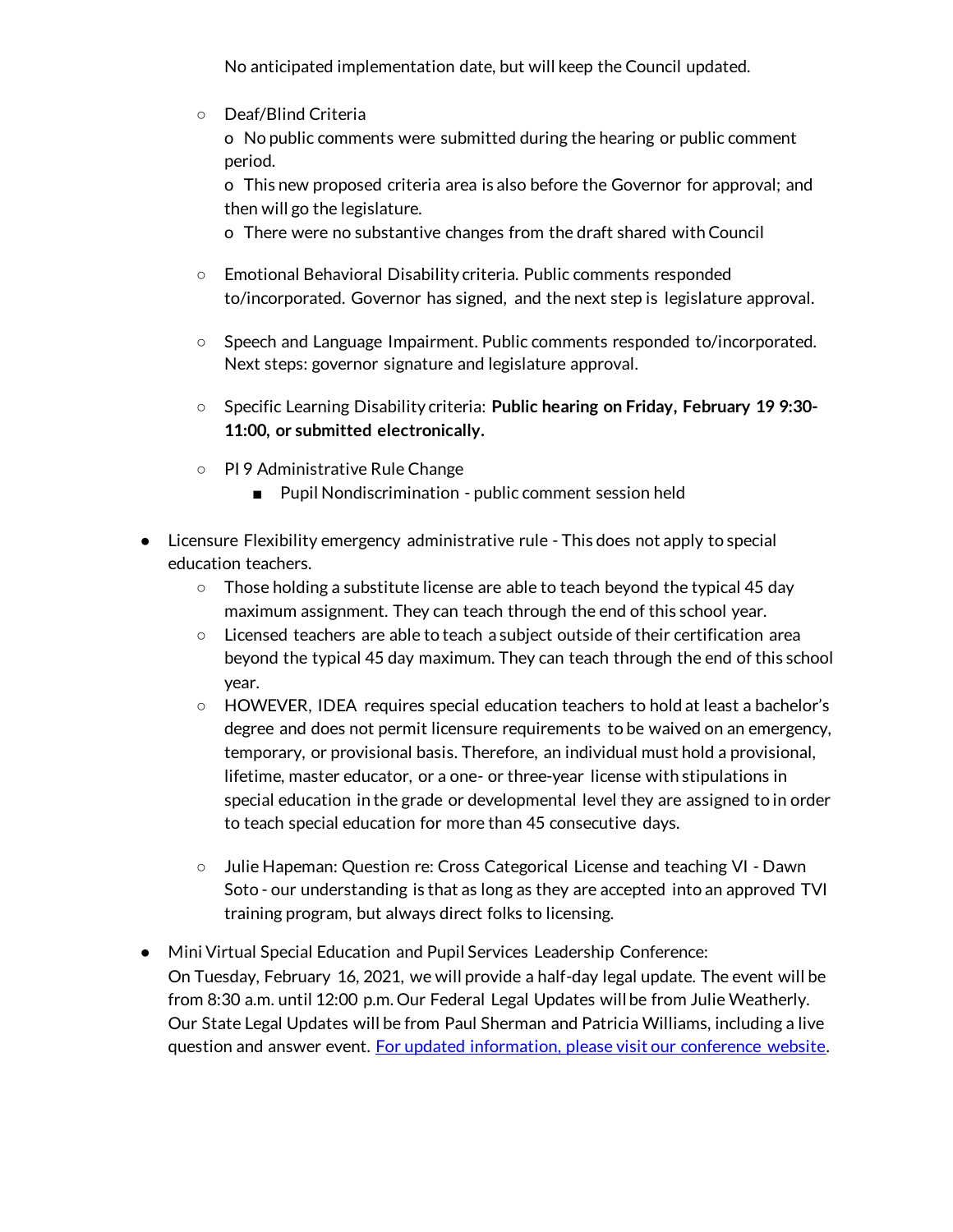No anticipated implementation date, but will keep the Council updated.

  - Deaf/Blind Criteria
    o No public comments were submitted during the hearing or public comment period.
    o This new proposed criteria area is also before the Governor for approval; and then will go the legislature.
    o There were no substantive changes from the draft shared with Council

  - Emotional Behavioral Disability criteria. Public comments responded to/incorporated. Governor has signed, and the next step is legislature approval.

  - Speech and Language Impairment. Public comments responded to/incorporated. Next steps: governor signature and legislature approval.

  - Specific Learning Disability criteria: **Public hearing on Friday, February 19 9:30-11:00, or submitted electronically.**

  - PI 9 Administrative Rule Change
    - Pupil Nondiscrimination - public comment session held

- Licensure Flexibility emergency administrative rule - This does not apply to special education teachers.
  - Those holding a substitute license are able to teach beyond the typical 45 day maximum assignment. They can teach through the end of this school year.
  - Licensed teachers are able to teach a subject outside of their certification area beyond the typical 45 day maximum. They can teach through the end of this school year.
  - HOWEVER, IDEA requires special education teachers to hold at least a bachelor's degree and does not permit licensure requirements to be waived on an emergency, temporary, or provisional basis. Therefore, an individual must hold a provisional, lifetime, master educator, or a one- or three-year license with stipulations in special education in the grade or developmental level they are assigned to in order to teach special education for more than 45 consecutive days.

  - Julie Hapeman: Question re: Cross Categorical License and teaching VI - Dawn Soto - our understanding is that as long as they are accepted into an approved TVI training program, but always direct folks to licensing.

- Mini Virtual Special Education and Pupil Services Leadership Conference:
  On Tuesday, February 16, 2021, we will provide a half-day legal update. The event will be from 8:30 a.m. until 12:00 p.m. Our Federal Legal Updates will be from Julie Weatherly. Our State Legal Updates will be from Paul Sherman and Patricia Williams, including a live question and answer event. For updated information, please visit our conference website.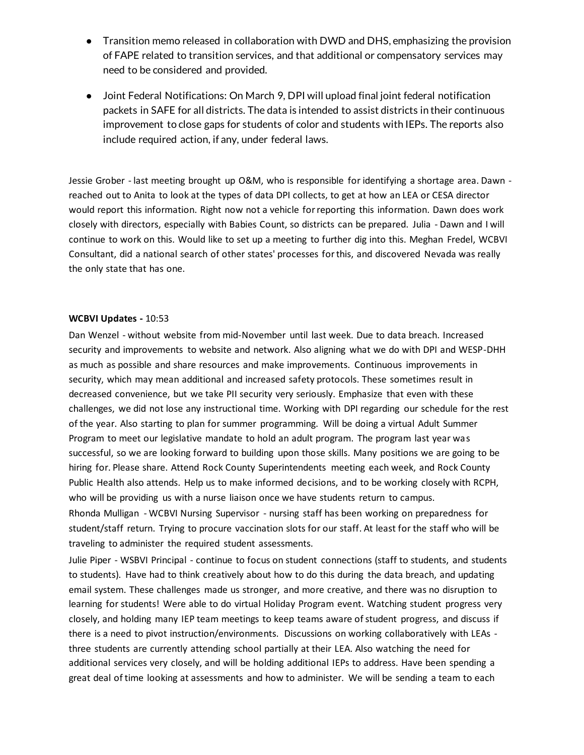- Transition memo released in collaboration with DWD and DHS, emphasizing the provision of FAPE related to transition services, and that additional or compensatory services may need to be considered and provided.
- Joint Federal Notifications: On March 9, DPI will upload final joint federal notification packets in SAFE for all districts. The data is intended to assist districts in their continuous improvement to close gaps for students of color and students with IEPs. The reports also include required action, if any, under federal laws.

Jessie Grober - last meeting brought up O&M, who is responsible for identifying a shortage area. Dawn - reached out to Anita to look at the types of data DPI collects, to get at how an LEA or CESA director would report this information. Right now not a vehicle for reporting this information. Dawn does work closely with directors, especially with Babies Count, so districts can be prepared. Julia - Dawn and I will continue to work on this. Would like to set up a meeting to further dig into this. Meghan Fredel, WCBVI Consultant, did a national search of other states' processes for this, and discovered Nevada was really the only state that has one.

**WCBVI Updates -** 10:53

Dan Wenzel - without website from mid-November until last week. Due to data breach. Increased security and improvements to website and network. Also aligning what we do with DPI and WESP-DHH as much as possible and share resources and make improvements. Continuous improvements in security, which may mean additional and increased safety protocols. These sometimes result in decreased convenience, but we take PII security very seriously. Emphasize that even with these challenges, we did not lose any instructional time. Working with DPI regarding our schedule for the rest of the year. Also starting to plan for summer programming. Will be doing a virtual Adult Summer Program to meet our legislative mandate to hold an adult program. The program last year was successful, so we are looking forward to building upon those skills. Many positions we are going to be hiring for. Please share. Attend Rock County Superintendents meeting each week, and Rock County Public Health also attends. Help us to make informed decisions, and to be working closely with RCPH, who will be providing us with a nurse liaison once we have students return to campus.

Rhonda Mulligan - WCBVI Nursing Supervisor - nursing staff has been working on preparedness for student/staff return. Trying to procure vaccination slots for our staff. At least for the staff who will be traveling to administer the required student assessments.

Julie Piper - WSBVI Principal - continue to focus on student connections (staff to students, and students to students). Have had to think creatively about how to do this during the data breach, and updating email system. These challenges made us stronger, and more creative, and there was no disruption to learning for students! Were able to do virtual Holiday Program event. Watching student progress very closely, and holding many IEP team meetings to keep teams aware of student progress, and discuss if there is a need to pivot instruction/environments. Discussions on working collaboratively with LEAs - three students are currently attending school partially at their LEA. Also watching the need for additional services very closely, and will be holding additional IEPs to address. Have been spending a great deal of time looking at assessments and how to administer. We will be sending a team to each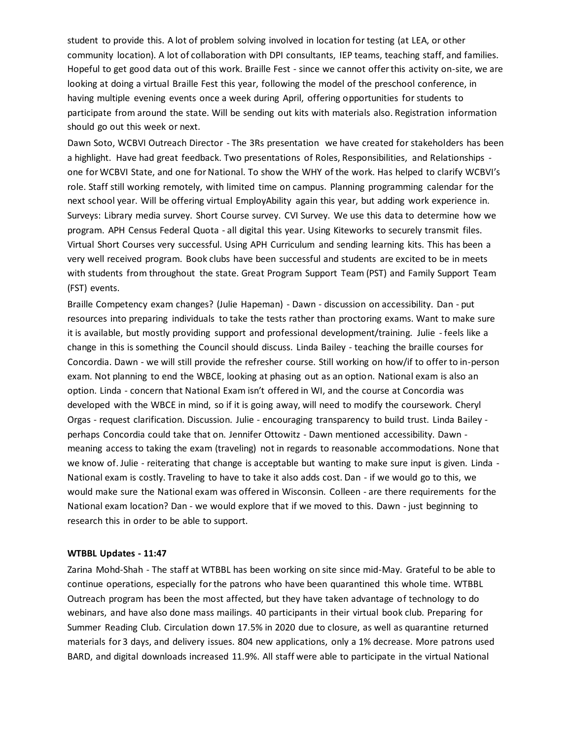student to provide this. A lot of problem solving involved in location for testing (at LEA, or other community location). A lot of collaboration with DPI consultants, IEP teams, teaching staff, and families. Hopeful to get good data out of this work. Braille Fest - since we cannot offer this activity on-site, we are looking at doing a virtual Braille Fest this year, following the model of the preschool conference, in having multiple evening events once a week during April, offering opportunities for students to participate from around the state. Will be sending out kits with materials also. Registration information should go out this week or next.

Dawn Soto, WCBVI Outreach Director - The 3Rs presentation we have created for stakeholders has been a highlight. Have had great feedback. Two presentations of Roles, Responsibilities, and Relationships - one for WCBVI State, and one for National. To show the WHY of the work. Has helped to clarify WCBVI's role. Staff still working remotely, with limited time on campus. Planning programming calendar for the next school year. Will be offering virtual EmployAbility again this year, but adding work experience in. Surveys: Library media survey. Short Course survey. CVI Survey. We use this data to determine how we program. APH Census Federal Quota - all digital this year. Using Kiteworks to securely transmit files. Virtual Short Courses very successful. Using APH Curriculum and sending learning kits. This has been a very well received program. Book clubs have been successful and students are excited to be in meets with students from throughout the state. Great Program Support Team (PST) and Family Support Team (FST) events.

Braille Competency exam changes? (Julie Hapeman) - Dawn - discussion on accessibility. Dan - put resources into preparing individuals to take the tests rather than proctoring exams. Want to make sure it is available, but mostly providing support and professional development/training. Julie - feels like a change in this is something the Council should discuss. Linda Bailey - teaching the braille courses for Concordia. Dawn - we will still provide the refresher course. Still working on how/if to offer to in-person exam. Not planning to end the WBCE, looking at phasing out as an option. National exam is also an option. Linda - concern that National Exam isn't offered in WI, and the course at Concordia was developed with the WBCE in mind, so if it is going away, will need to modify the coursework. Cheryl Orgas - request clarification. Discussion. Julie - encouraging transparency to build trust. Linda Bailey - perhaps Concordia could take that on. Jennifer Ottowitz - Dawn mentioned accessibility. Dawn - meaning access to taking the exam (traveling) not in regards to reasonable accommodations. None that we know of. Julie - reiterating that change is acceptable but wanting to make sure input is given. Linda - National exam is costly. Traveling to have to take it also adds cost. Dan - if we would go to this, we would make sure the National exam was offered in Wisconsin. Colleen - are there requirements for the National exam location? Dan - we would explore that if we moved to this. Dawn - just beginning to research this in order to be able to support.

**WTBBL Updates - 11:47**

Zarina Mohd-Shah - The staff at WTBBL has been working on site since mid-May. Grateful to be able to continue operations, especially for the patrons who have been quarantined this whole time. WTBBL Outreach program has been the most affected, but they have taken advantage of technology to do webinars, and have also done mass mailings. 40 participants in their virtual book club. Preparing for Summer Reading Club. Circulation down 17.5% in 2020 due to closure, as well as quarantine returned materials for 3 days, and delivery issues. 804 new applications, only a 1% decrease. More patrons used BARD, and digital downloads increased 11.9%. All staff were able to participate in the virtual National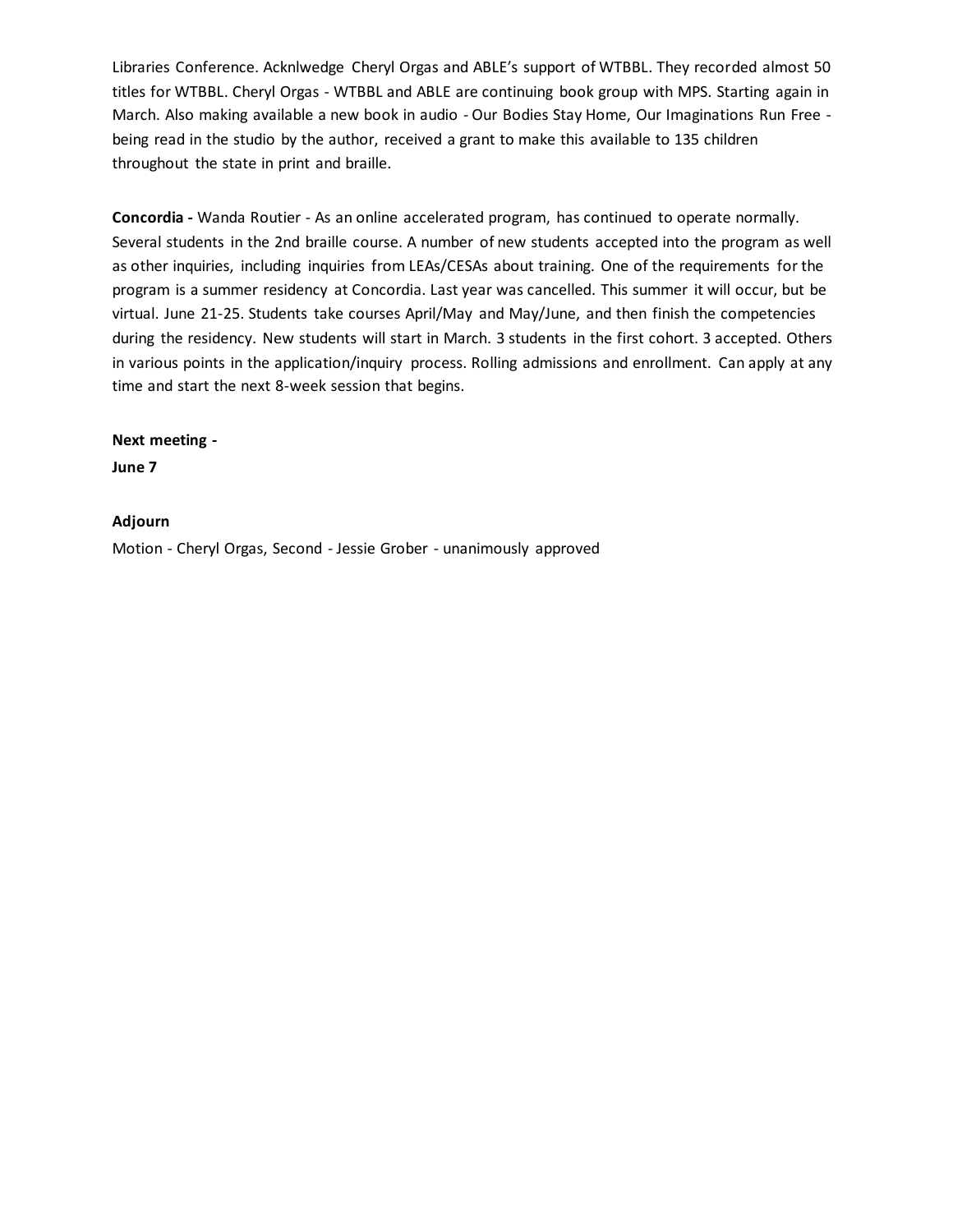Libraries Conference. Acknlwedge Cheryl Orgas and ABLE's support of WTBBL. They recorded almost 50 titles for WTBBL. Cheryl Orgas - WTBBL and ABLE are continuing book group with MPS. Starting again in March. Also making available a new book in audio - Our Bodies Stay Home, Our Imaginations Run Free - being read in the studio by the author, received a grant to make this available to 135 children throughout the state in print and braille.

**Concordia -** Wanda Routier - As an online accelerated program, has continued to operate normally. Several students in the 2nd braille course. A number of new students accepted into the program as well as other inquiries, including inquiries from LEAs/CESAs about training. One of the requirements for the program is a summer residency at Concordia. Last year was cancelled. This summer it will occur, but be virtual. June 21-25. Students take courses April/May and May/June, and then finish the competencies during the residency. New students will start in March. 3 students in the first cohort. 3 accepted. Others in various points in the application/inquiry process. Rolling admissions and enrollment. Can apply at any time and start the next 8-week session that begins.

**Next meeting -**

**June 7**

**Adjourn**

Motion - Cheryl Orgas, Second - Jessie Grober - unanimously approved